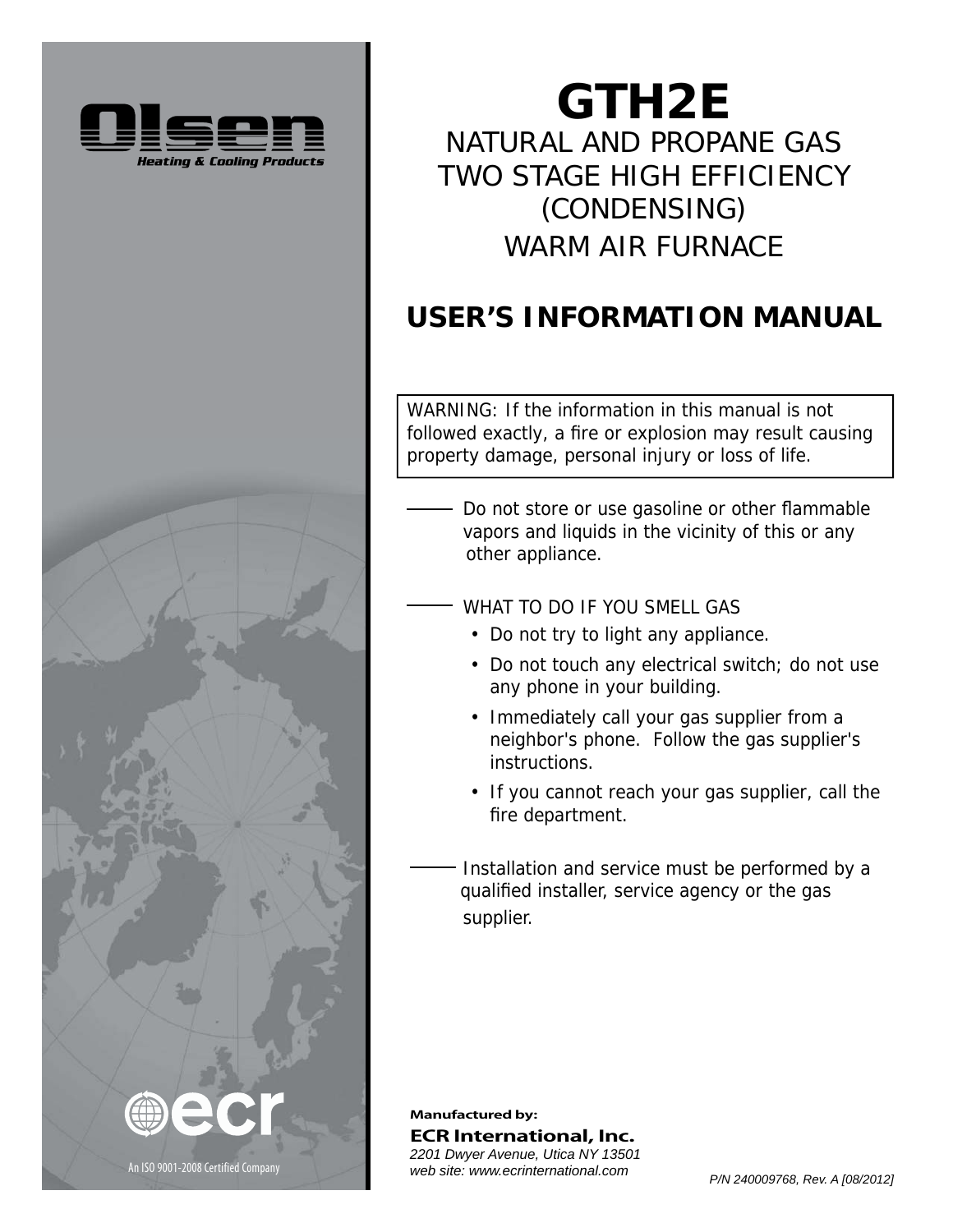Olsen

Heating & Cooling Products

# GTH2E

## NATURAL AND PROPANE GAS TWO STAGE HIGH EFFICIENCY (CONDENSING) WARM AIR FURNACE

## USER'S INFORMATION MANUAL

WARNING: If the information in this manual is not followed exactly, a fire or explosion may result causing property damage, personal injury or loss of life.

— Do not store or use gasoline or other flammable vapors and liquids in the vicinity of this or any other appliance.

— WHAT TO DO IF YOU SMELL GAS

- Do not try to light any appliance.
- Do not touch any electrical switch; do not use any phone in your building.
- Immediately call your gas supplier from a neighbor's phone. Follow the gas supplier's instructions.
- If you cannot reach your gas supplier, call the fire department.

— Installation and service must be performed by a qualified installer, service agency or the gas supplier.

ecr

An ISO 9001-2008 Certified Company

**Manufactured by:**

**ECR International, Inc.**

*2201 Dwyer Avenue, Utica NY 13501*

*web site: www.ecrinternational.com*

*P/N 240009768, Rev. A [08/2012]*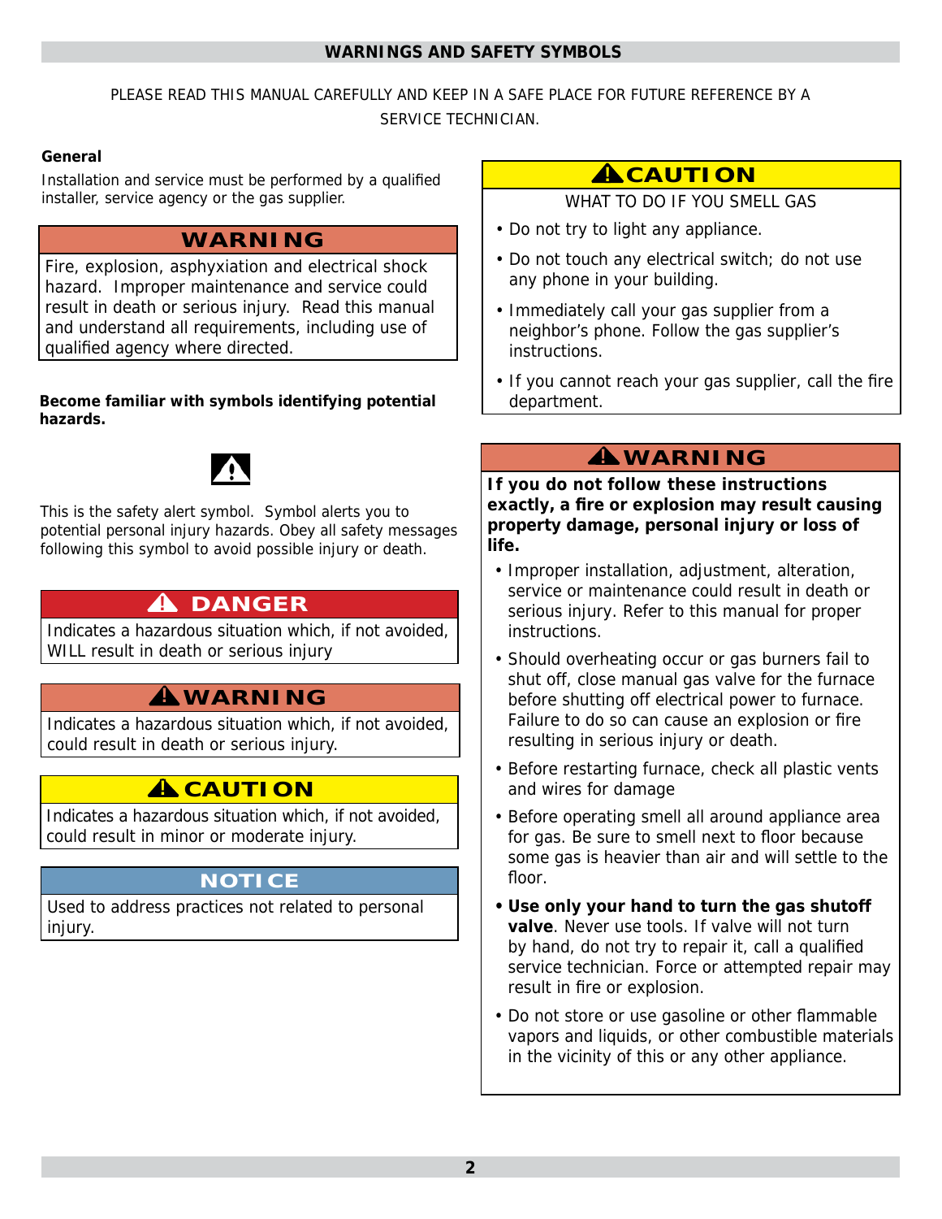## WARNINGS AND SAFETY SYMBOLS

PLEASE READ THIS MANUAL CAREFULLY AND KEEP IN A SAFE PLACE FOR FUTURE REFERENCE BY A SERVICE TECHNICIAN.

**General**

Installation and service must be performed by a qualified installer, service agency or the gas supplier.

**WARNING**

Fire, explosion, asphyxiation and electrical shock hazard. Improper maintenance and service could result in death or serious injury. Read this manual and understand all requirements, including use of qualified agency where directed.

**Become familiar with symbols identifying potential hazards.**

⚠

This is the safety alert symbol. Symbol alerts you to potential personal injury hazards. Obey all safety messages following this symbol to avoid possible injury or death.

**⚠ DANGER**

Indicates a hazardous situation which, if not avoided, WILL result in death or serious injury

**⚠ WARNING**

Indicates a hazardous situation which, if not avoided, could result in death or serious injury.

**⚠ CAUTION**

Indicates a hazardous situation which, if not avoided, could result in minor or moderate injury.

**NOTICE**

Used to address practices not related to personal injury.

**⚠ CAUTION**

WHAT TO DO IF YOU SMELL GAS

- Do not try to light any appliance.
- Do not touch any electrical switch; do not use any phone in your building.
- Immediately call your gas supplier from a neighbor's phone. Follow the gas supplier's instructions.
- If you cannot reach your gas supplier, call the fire department.

**⚠ WARNING**

**If you do not follow these instructions exactly, a fire or explosion may result causing property damage, personal injury or loss of life.**

- Improper installation, adjustment, alteration, service or maintenance could result in death or serious injury. Refer to this manual for proper instructions.
- Should overheating occur or gas burners fail to shut off, close manual gas valve for the furnace before shutting off electrical power to furnace. Failure to do so can cause an explosion or fire resulting in serious injury or death.
- Before restarting furnace, check all plastic vents and wires for damage
- Before operating smell all around appliance area for gas. Be sure to smell next to floor because some gas is heavier than air and will settle to the floor.
- **Use only your hand to turn the gas shutoff valve**. Never use tools. If valve will not turn by hand, do not try to repair it, call a qualified service technician. Force or attempted repair may result in fire or explosion.
- Do not store or use gasoline or other flammable vapors and liquids, or other combustible materials in the vicinity of this or any other appliance.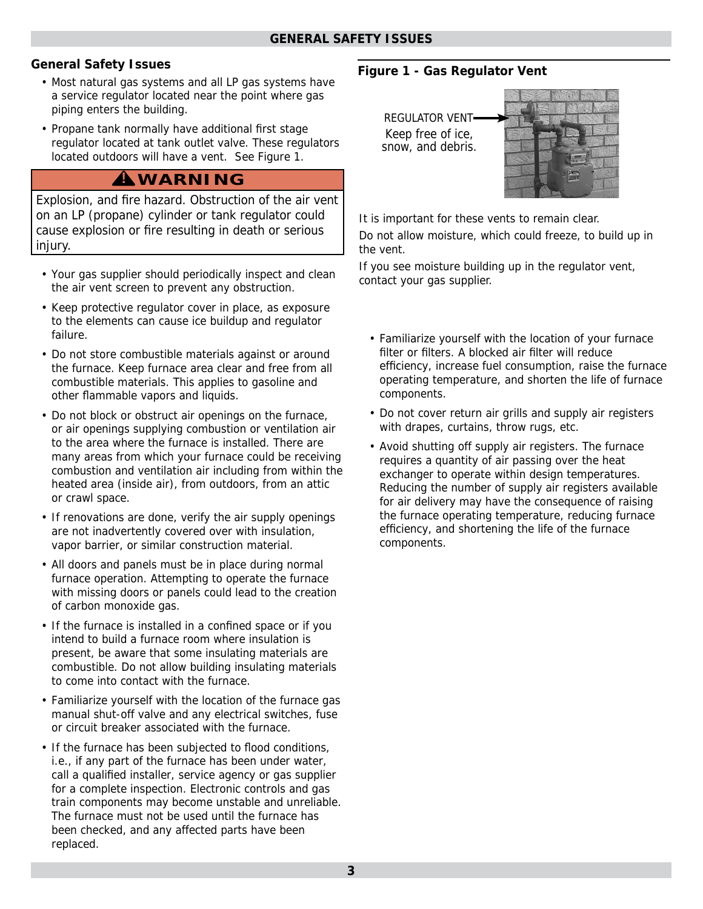## General Safety Issues

- Most natural gas systems and all LP gas systems have a service regulator located near the point where gas piping enters the building.
- Propane tank normally have additional first stage regulator located at tank outlet valve. These regulators located outdoors will have a vent. See Figure 1.

**⚠WARNING**

Explosion, and fire hazard. Obstruction of the air vent on an LP (propane) cylinder or tank regulator could cause explosion or fire resulting in death or serious injury.

- Your gas supplier should periodically inspect and clean the air vent screen to prevent any obstruction.
- Keep protective regulator cover in place, as exposure to the elements can cause ice buildup and regulator failure.
- Do not store combustible materials against or around the furnace. Keep furnace area clear and free from all combustible materials. This applies to gasoline and other flammable vapors and liquids.
- Do not block or obstruct air openings on the furnace, or air openings supplying combustion or ventilation air to the area where the furnace is installed. There are many areas from which your furnace could be receiving combustion and ventilation air including from within the heated area (inside air), from outdoors, from an attic or crawl space.
- If renovations are done, verify the air supply openings are not inadvertently covered over with insulation, vapor barrier, or similar construction material.
- All doors and panels must be in place during normal furnace operation. Attempting to operate the furnace with missing doors or panels could lead to the creation of carbon monoxide gas.
- If the furnace is installed in a confined space or if you intend to build a furnace room where insulation is present, be aware that some insulating materials are combustible. Do not allow building insulating materials to come into contact with the furnace.
- Familiarize yourself with the location of the furnace gas manual shut-off valve and any electrical switches, fuse or circuit breaker associated with the furnace.
- If the furnace has been subjected to flood conditions, i.e., if any part of the furnace has been under water, call a qualified installer, service agency or gas supplier for a complete inspection. Electronic controls and gas train components may become unstable and unreliable. The furnace must not be used until the furnace has been checked, and any affected parts have been replaced.

**Figure 1 - Gas Regulator Vent**

REGULATOR VENT
Keep free of ice, snow, and debris.

It is important for these vents to remain clear.

Do not allow moisture, which could freeze, to build up in the vent.

If you see moisture building up in the regulator vent, contact your gas supplier.

- Familiarize yourself with the location of your furnace filter or filters. A blocked air filter will reduce efficiency, increase fuel consumption, raise the furnace operating temperature, and shorten the life of furnace components.
- Do not cover return air grills and supply air registers with drapes, curtains, throw rugs, etc.
- Avoid shutting off supply air registers. The furnace requires a quantity of air passing over the heat exchanger to operate within design temperatures. Reducing the number of supply air registers available for air delivery may have the consequence of raising the furnace operating temperature, reducing furnace efficiency, and shortening the life of the furnace components.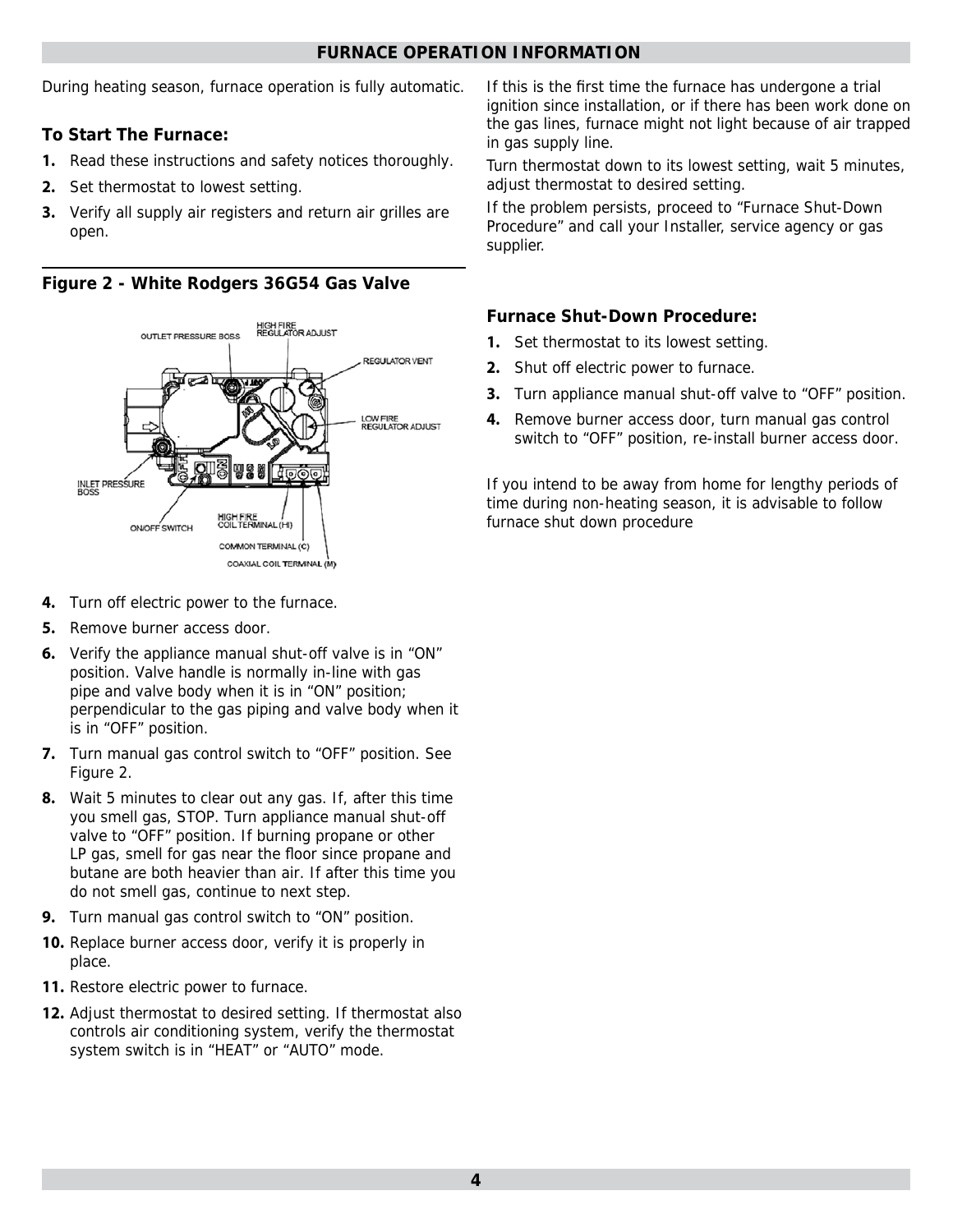# FURNACE OPERATION INFORMATION

During heating season, furnace operation is fully automatic.

### To Start The Furnace:

1. Read these instructions and safety notices thoroughly.
2. Set thermostat to lowest setting.
3. Verify all supply air registers and return air grilles are open.

**Figure 2 - White Rodgers 36G54 Gas Valve**

OUTLET PRESSURE BOSS
HIGH FIRE REGULATOR ADJUST
REGULATOR VENT
LOW FIRE REGULATOR ADJUST
INLET PRESSURE BOSS
ON/OFF SWITCH
HIGH FIRE COIL TERMINAL (HI)
COMMON TERMINAL (C)
COAXIAL COIL TERMINAL (M)

4. Turn off electric power to the furnace.
5. Remove burner access door.
6. Verify the appliance manual shut-off valve is in "ON" position. Valve handle is normally in-line with gas pipe and valve body when it is in "ON" position; perpendicular to the gas piping and valve body when it is in "OFF" position.
7. Turn manual gas control switch to "OFF" position. See Figure 2.
8. Wait 5 minutes to clear out any gas. If, after this time you smell gas, STOP. Turn appliance manual shut-off valve to "OFF" position. If burning propane or other LP gas, smell for gas near the floor since propane and butane are both heavier than air. If after this time you do not smell gas, continue to next step.
9. Turn manual gas control switch to "ON" position.
10. Replace burner access door, verify it is properly in place.
11. Restore electric power to furnace.
12. Adjust thermostat to desired setting. If thermostat also controls air conditioning system, verify the thermostat system switch is in "HEAT" or "AUTO" mode.

If this is the first time the furnace has undergone a trial ignition since installation, or if there has been work done on the gas lines, furnace might not light because of air trapped in gas supply line.

Turn thermostat down to its lowest setting, wait 5 minutes, adjust thermostat to desired setting.

If the problem persists, proceed to "Furnace Shut-Down Procedure" and call your Installer, service agency or gas supplier.

### Furnace Shut-Down Procedure:

1. Set thermostat to its lowest setting.
2. Shut off electric power to furnace.
3. Turn appliance manual shut-off valve to "OFF" position.
4. Remove burner access door, turn manual gas control switch to "OFF" position, re-install burner access door.

If you intend to be away from home for lengthy periods of time during non-heating season, it is advisable to follow furnace shut down procedure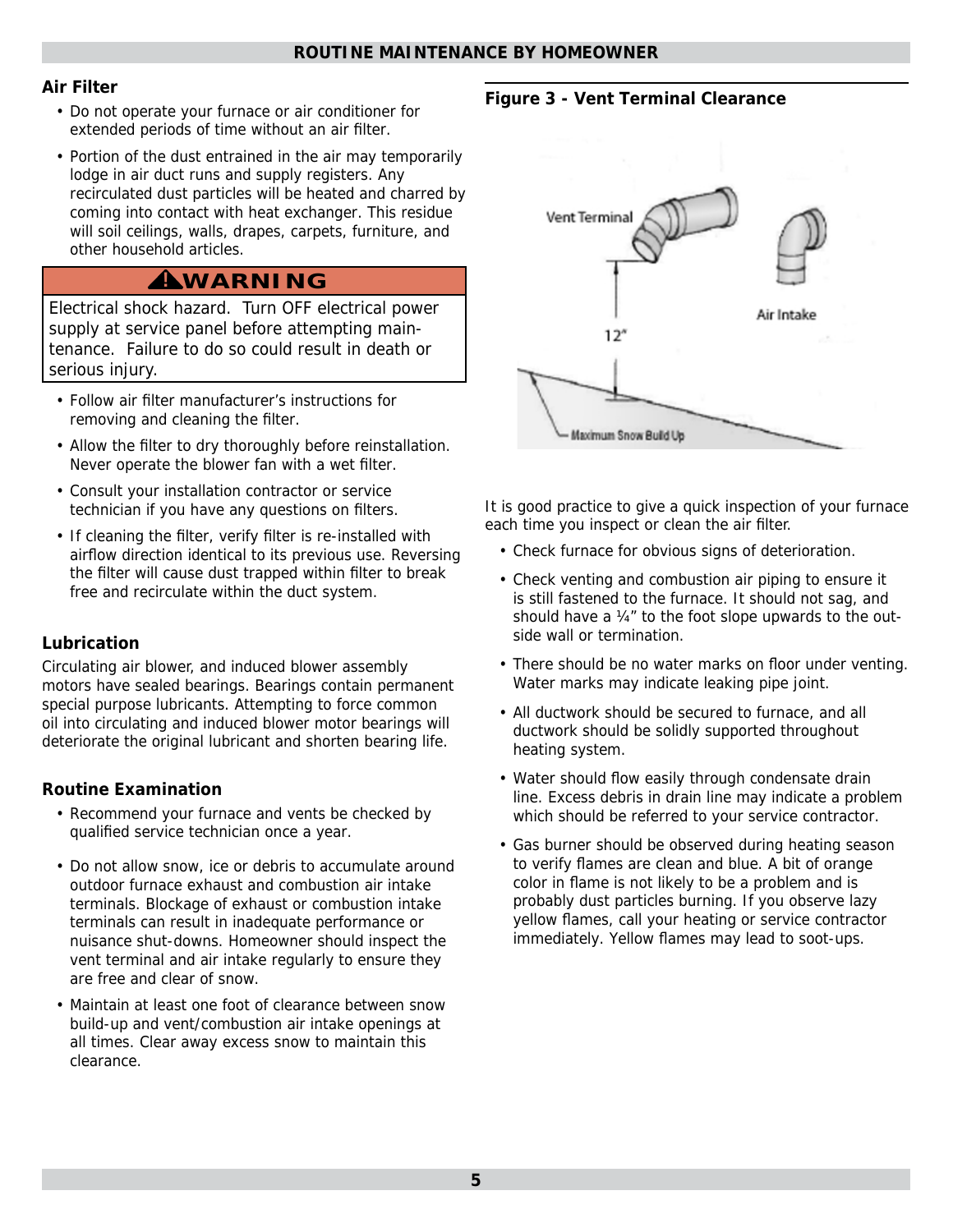## ROUTINE MAINTENANCE BY HOMEOWNER

### Air Filter

- Do not operate your furnace or air conditioner for extended periods of time without an air filter.
- Portion of the dust entrained in the air may temporarily lodge in air duct runs and supply registers. Any recirculated dust particles will be heated and charred by coming into contact with heat exchanger. This residue will soil ceilings, walls, drapes, carpets, furniture, and other household articles.

> **⚠WARNING**
>
> Electrical shock hazard. Turn OFF electrical power supply at service panel before attempting maintenance. Failure to do so could result in death or serious injury.

- Follow air filter manufacturer's instructions for removing and cleaning the filter.
- Allow the filter to dry thoroughly before reinstallation. Never operate the blower fan with a wet filter.
- Consult your installation contractor or service technician if you have any questions on filters.
- If cleaning the filter, verify filter is re-installed with airflow direction identical to its previous use. Reversing the filter will cause dust trapped within filter to break free and recirculate within the duct system.

### Lubrication

Circulating air blower, and induced blower assembly motors have sealed bearings. Bearings contain permanent special purpose lubricants. Attempting to force common oil into circulating and induced blower motor bearings will deteriorate the original lubricant and shorten bearing life.

### Routine Examination

- Recommend your furnace and vents be checked by qualified service technician once a year.
- Do not allow snow, ice or debris to accumulate around outdoor furnace exhaust and combustion air intake terminals. Blockage of exhaust or combustion intake terminals can result in inadequate performance or nuisance shut-downs. Homeowner should inspect the vent terminal and air intake regularly to ensure they are free and clear of snow.
- Maintain at least one foot of clearance between snow build-up and vent/combustion air intake openings at all times. Clear away excess snow to maintain this clearance.

**Figure 3 - Vent Terminal Clearance**

Vent Terminal

Air Intake

12"

Maximum Snow Build Up

It is good practice to give a quick inspection of your furnace each time you inspect or clean the air filter.

- Check furnace for obvious signs of deterioration.
- Check venting and combustion air piping to ensure it is still fastened to the furnace. It should not sag, and should have a ¼" to the foot slope upwards to the outside wall or termination.
- There should be no water marks on floor under venting. Water marks may indicate leaking pipe joint.
- All ductwork should be secured to furnace, and all ductwork should be solidly supported throughout heating system.
- Water should flow easily through condensate drain line. Excess debris in drain line may indicate a problem which should be referred to your service contractor.
- Gas burner should be observed during heating season to verify flames are clean and blue. A bit of orange color in flame is not likely to be a problem and is probably dust particles burning. If you observe lazy yellow flames, call your heating or service contractor immediately. Yellow flames may lead to soot-ups.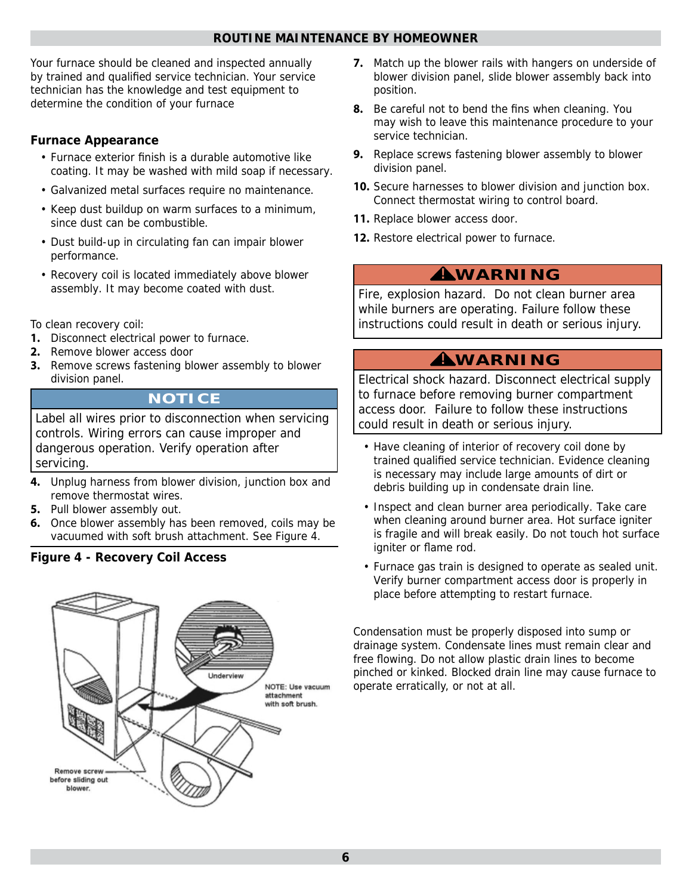## ROUTINE MAINTENANCE BY HOMEOWNER

Your furnace should be cleaned and inspected annually by trained and qualified service technician. Your service technician has the knowledge and test equipment to determine the condition of your furnace

### Furnace Appearance

- Furnace exterior finish is a durable automotive like coating. It may be washed with mild soap if necessary.
- Galvanized metal surfaces require no maintenance.
- Keep dust buildup on warm surfaces to a minimum, since dust can be combustible.
- Dust build-up in circulating fan can impair blower performance.
- Recovery coil is located immediately above blower assembly. It may become coated with dust.

To clean recovery coil:

1. Disconnect electrical power to furnace.
2. Remove blower access door
3. Remove screws fastening blower assembly to blower division panel.

**NOTICE**

Label all wires prior to disconnection when servicing controls. Wiring errors can cause improper and dangerous operation. Verify operation after servicing.

4. Unplug harness from blower division, junction box and remove thermostat wires.
5. Pull blower assembly out.
6. Once blower assembly has been removed, coils may be vacuumed with soft brush attachment. See Figure 4.

**Figure 4 - Recovery Coil Access**

Underview

NOTE: Use vacuum attachment with soft brush.

Remove screw before sliding out blower.

7. Match up the blower rails with hangers on underside of blower division panel, slide blower assembly back into position.
8. Be careful not to bend the fins when cleaning. You may wish to leave this maintenance procedure to your service technician.
9. Replace screws fastening blower assembly to blower division panel.
10. Secure harnesses to blower division and junction box. Connect thermostat wiring to control board.
11. Replace blower access door.
12. Restore electrical power to furnace.

**⚠WARNING**

Fire, explosion hazard. Do not clean burner area while burners are operating. Failure follow these instructions could result in death or serious injury.

**⚠WARNING**

Electrical shock hazard. Disconnect electrical supply to furnace before removing burner compartment access door. Failure to follow these instructions could result in death or serious injury.

- Have cleaning of interior of recovery coil done by trained qualified service technician. Evidence cleaning is necessary may include large amounts of dirt or debris building up in condensate drain line.
- Inspect and clean burner area periodically. Take care when cleaning around burner area. Hot surface igniter is fragile and will break easily. Do not touch hot surface igniter or flame rod.
- Furnace gas train is designed to operate as sealed unit. Verify burner compartment access door is properly in place before attempting to restart furnace.

Condensation must be properly disposed into sump or drainage system. Condensate lines must remain clear and free flowing. Do not allow plastic drain lines to become pinched or kinked. Blocked drain line may cause furnace to operate erratically, or not at all.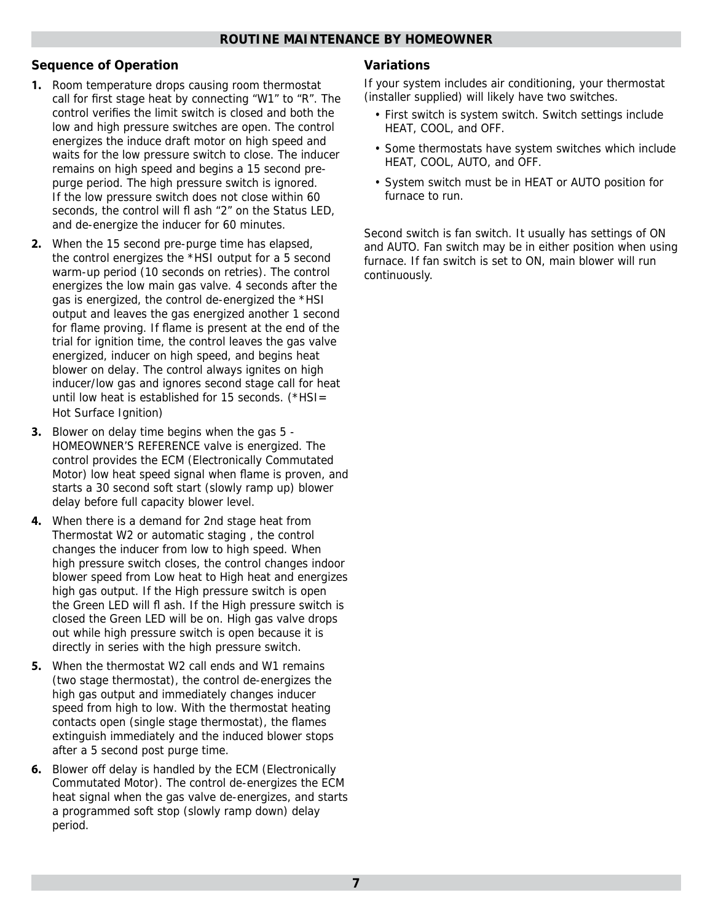## ROUTINE MAINTENANCE BY HOMEOWNER

### Sequence of Operation

1. Room temperature drops causing room thermostat call for first stage heat by connecting "W1" to "R". The control verifies the limit switch is closed and both the low and high pressure switches are open. The control energizes the induce draft motor on high speed and waits for the low pressure switch to close. The inducer remains on high speed and begins a 15 second pre-purge period. The high pressure switch is ignored. If the low pressure switch does not close within 60 seconds, the control will fl ash "2" on the Status LED, and de-energize the inducer for 60 minutes.
2. When the 15 second pre-purge time has elapsed, the control energizes the *HSI output for a 5 second warm-up period (10 seconds on retries). The control energizes the low main gas valve. 4 seconds after the gas is energized, the control de-energized the *HSI output and leaves the gas energized another 1 second for flame proving. If flame is present at the end of the trial for ignition time, the control leaves the gas valve energized, inducer on high speed, and begins heat blower on delay. The control always ignites on high inducer/low gas and ignores second stage call for heat until low heat is established for 15 seconds. (*HSI= Hot Surface Ignition)
3. Blower on delay time begins when the gas 5 - HOMEOWNER'S REFERENCE valve is energized. The control provides the ECM (Electronically Commutated Motor) low heat speed signal when flame is proven, and starts a 30 second soft start (slowly ramp up) blower delay before full capacity blower level.
4. When there is a demand for 2nd stage heat from Thermostat W2 or automatic staging , the control changes the inducer from low to high speed. When high pressure switch closes, the control changes indoor blower speed from Low heat to High heat and energizes high gas output. If the High pressure switch is open the Green LED will fl ash. If the High pressure switch is closed the Green LED will be on. High gas valve drops out while high pressure switch is open because it is directly in series with the high pressure switch.
5. When the thermostat W2 call ends and W1 remains (two stage thermostat), the control de-energizes the high gas output and immediately changes inducer speed from high to low. With the thermostat heating contacts open (single stage thermostat), the flames extinguish immediately and the induced blower stops after a 5 second post purge time.
6. Blower off delay is handled by the ECM (Electronically Commutated Motor). The control de-energizes the ECM heat signal when the gas valve de-energizes, and starts a programmed soft stop (slowly ramp down) delay period.

### Variations

If your system includes air conditioning, your thermostat (installer supplied) will likely have two switches.

- First switch is system switch. Switch settings include HEAT, COOL, and OFF.
- Some thermostats have system switches which include HEAT, COOL, AUTO, and OFF.
- System switch must be in HEAT or AUTO position for furnace to run.

Second switch is fan switch. It usually has settings of ON and AUTO. Fan switch may be in either position when using furnace. If fan switch is set to ON, main blower will run continuously.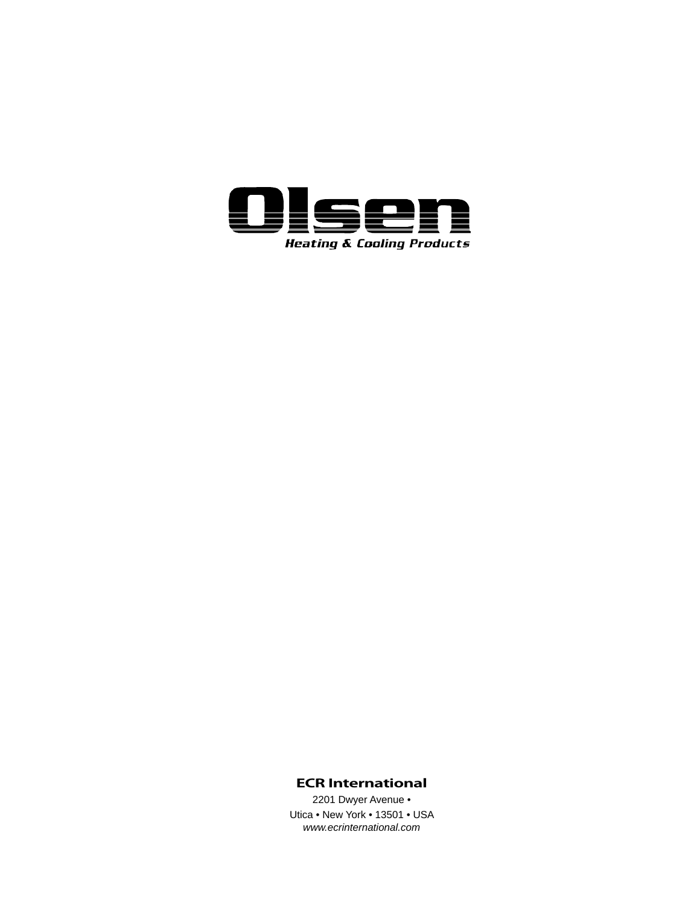Olsen

*Heating & Cooling Products*

**ECR International**

2201 Dwyer Avenue •

Utica • New York • 13501 • USA

*www.ecrinternational.com*